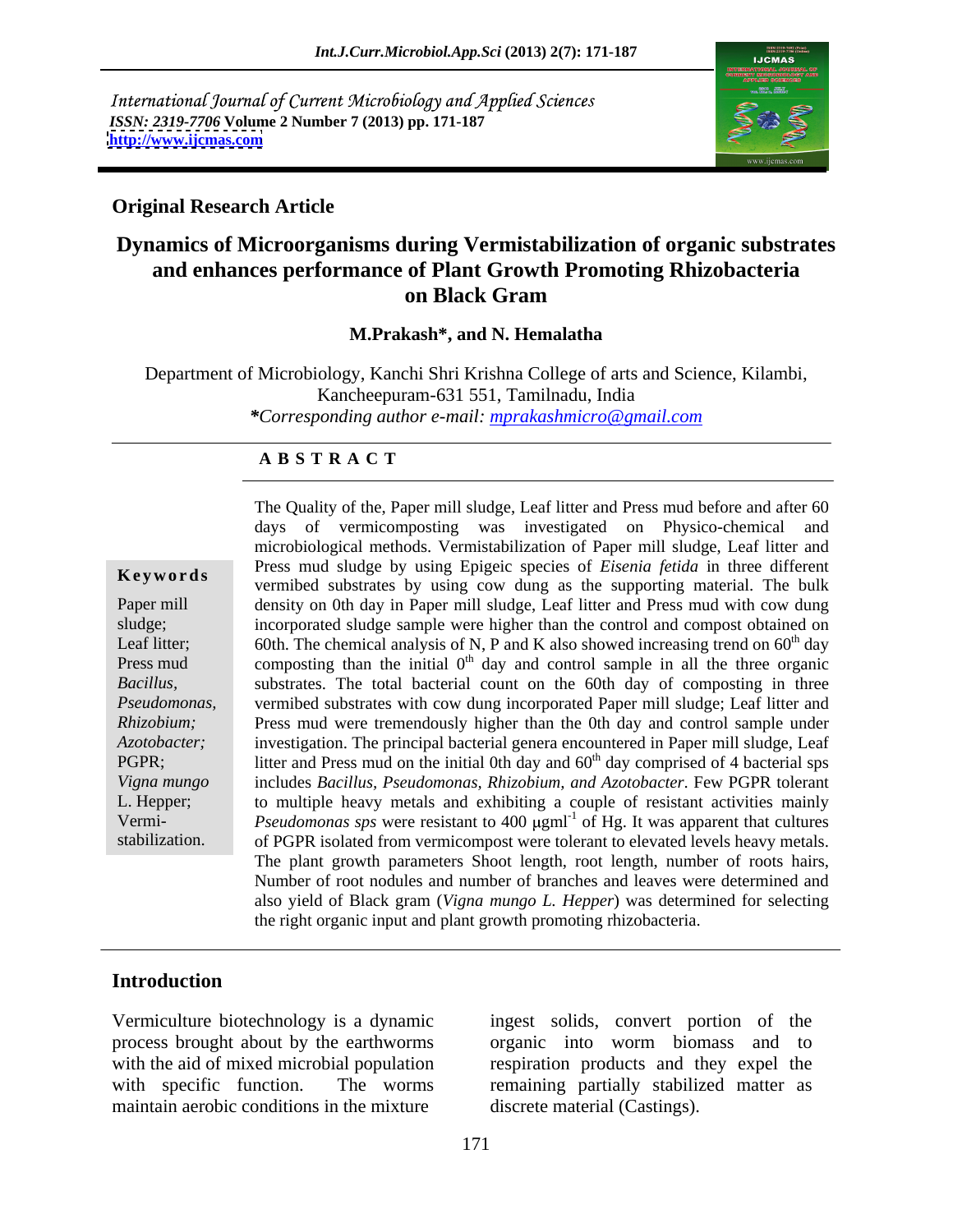International Journal of Current Microbiology and Applied Sciences
*ISSN: 2319-7706* **Volume 2 Number 7 (2013) pp. 171-187**
**http://www.ijcmas.com**

**Original Research Article**

# Dynamics of Microorganisms during Vermistabilization of organic substrates and enhances performance of Plant Growth Promoting Rhizobacteria on Black Gram

**M.Prakash\*, and N. Hemalatha**

Department of Microbiology, Kanchi Shri Krishna College of arts and Science, Kilambi, Kancheepuram-631 551, Tamilnadu, India
*\*Corresponding author e-mail: mprakashmicro@gmail.com*

## A B S T R A C T

**Keywords**

Paper mill sludge; Leaf litter; Press mud *Bacillus, Pseudomonas, Rhizobium; Azotobacter;* PGPR; *Vigna mungo* L. Hepper; Vermi-stabilization.

The Quality of the, Paper mill sludge, Leaf litter and Press mud before and after 60 days of vermicomposting was investigated on Physico-chemical and microbiological methods. Vermistabilization of Paper mill sludge, Leaf litter and Press mud sludge by using Epigeic species of *Eisenia fetida* in three different vermibed substrates by using cow dung as the supporting material. The bulk density on 0th day in Paper mill sludge, Leaf litter and Press mud with cow dung incorporated sludge sample were higher than the control and compost obtained on 60th. The chemical analysis of N, P and K also showed increasing trend on $60^{th}$ day composting than the initial $0^{th}$ day and control sample in all the three organic substrates. The total bacterial count on the 60th day of composting in three vermibed substrates with cow dung incorporated Paper mill sludge; Leaf litter and Press mud were tremendously higher than the 0th day and control sample under investigation. The principal bacterial genera encountered in Paper mill sludge, Leaf litter and Press mud on the initial 0th day and $60^{th}$ day comprised of 4 bacterial sps includes *Bacillus, Pseudomonas, Rhizobium, and Azotobacter*. Few PGPR tolerant to multiple heavy metals and exhibiting a couple of resistant activities mainly *Pseudomonas sps* were resistant to 400 $\mu gml^{-1}$ of Hg. It was apparent that cultures of PGPR isolated from vermicompost were tolerant to elevated levels heavy metals. The plant growth parameters Shoot length, root length, number of roots hairs, Number of root nodules and number of branches and leaves were determined and also yield of Black gram (*Vigna mungo L. Hepper*) was determined for selecting the right organic input and plant growth promoting rhizobacteria.

## Introduction

Vermiculture biotechnology is a dynamic process brought about by the earthworms with the aid of mixed microbial population with specific function. The worms maintain aerobic conditions in the mixture ingest solids, convert portion of the organic into worm biomass and to respiration products and they expel the remaining partially stabilized matter as discrete material (Castings).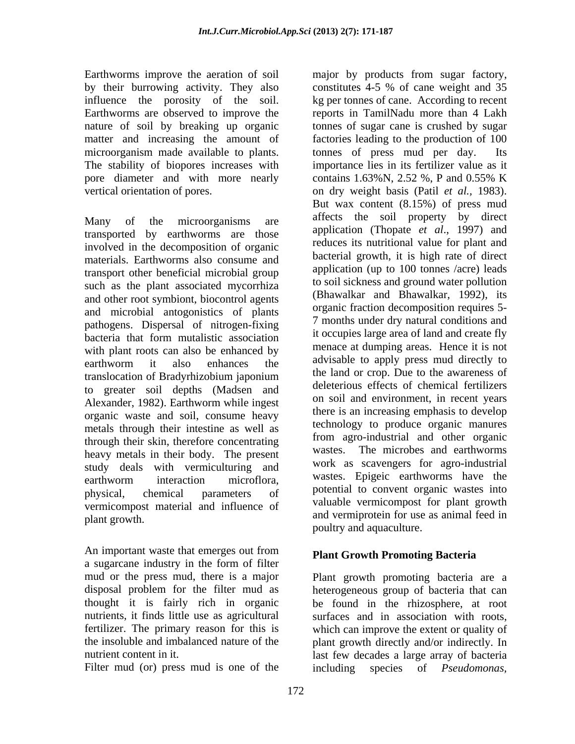Earthworms improve the aeration of soil by their burrowing activity. They also influence the porosity of the soil. Earthworms are observed to improve the nature of soil by breaking up organic matter and increasing the amount of microorganism made available to plants. The stability of biopores increases with pore diameter and with more nearly vertical orientation of pores.

Many of the microorganisms are transported by earthworms are those involved in the decomposition of organic materials. Earthworms also consume and transport other beneficial microbial group such as the plant associated mycorrhiza and other root symbiont, biocontrol agents and microbial antogonistics of plants pathogens. Dispersal of nitrogen-fixing bacteria that form mutalistic association with plant roots can also be enhanced by earthworm it also enhances the translocation of Bradyrhizobium japonium to greater soil depths (Madsen and Alexander, 1982). Earthworm while ingest organic waste and soil, consume heavy metals through their intestine as well as through their skin, therefore concentrating heavy metals in their body. The present study deals with vermiculturing and earthworm interaction microflora, physical, chemical parameters of vermicompost material and influence of plant growth.

An important waste that emerges out from a sugarcane industry in the form of filter mud or the press mud, there is a major disposal problem for the filter mud as thought it is fairly rich in organic nutrients, it finds little use as agricultural fertilizer. The primary reason for this is the insoluble and imbalanced nature of the nutrient content in it.

Filter mud (or) press mud is one of the major by products from sugar factory, constitutes 4-5 % of cane weight and 35 kg per tonnes of cane. According to recent reports in TamilNadu more than 4 Lakh tonnes of sugar cane is crushed by sugar factories leading to the production of 100 tonnes of press mud per day. Its importance lies in its fertilizer value as it contains 1.63%N, 2.52 %, P and 0.55% K on dry weight basis (Patil *et al.,* 1983). But wax content (8.15%) of press mud affects the soil property by direct application (Thopate *et al*., 1997) and reduces its nutritional value for plant and bacterial growth, it is high rate of direct application (up to 100 tonnes /acre) leads to soil sickness and ground water pollution (Bhawalkar and Bhawalkar, 1992), its organic fraction decomposition requires 5-7 months under dry natural conditions and it occupies large area of land and create fly menace at dumping areas. Hence it is not advisable to apply press mud directly to the land or crop. Due to the awareness of deleterious effects of chemical fertilizers on soil and environment, in recent years there is an increasing emphasis to develop technology to produce organic manures from agro-industrial and other organic wastes. The microbes and earthworms work as scavengers for agro-industrial wastes. Epigeic earthworms have the potential to convent organic wastes into valuable vermicompost for plant growth and vermiprotein for use as animal feed in poultry and aquaculture.

## Plant Growth Promoting Bacteria

Plant growth promoting bacteria are a heterogeneous group of bacteria that can be found in the rhizosphere, at root surfaces and in association with roots, which can improve the extent or quality of plant growth directly and/or indirectly. In last few decades a large array of bacteria including species of *Pseudomonas*,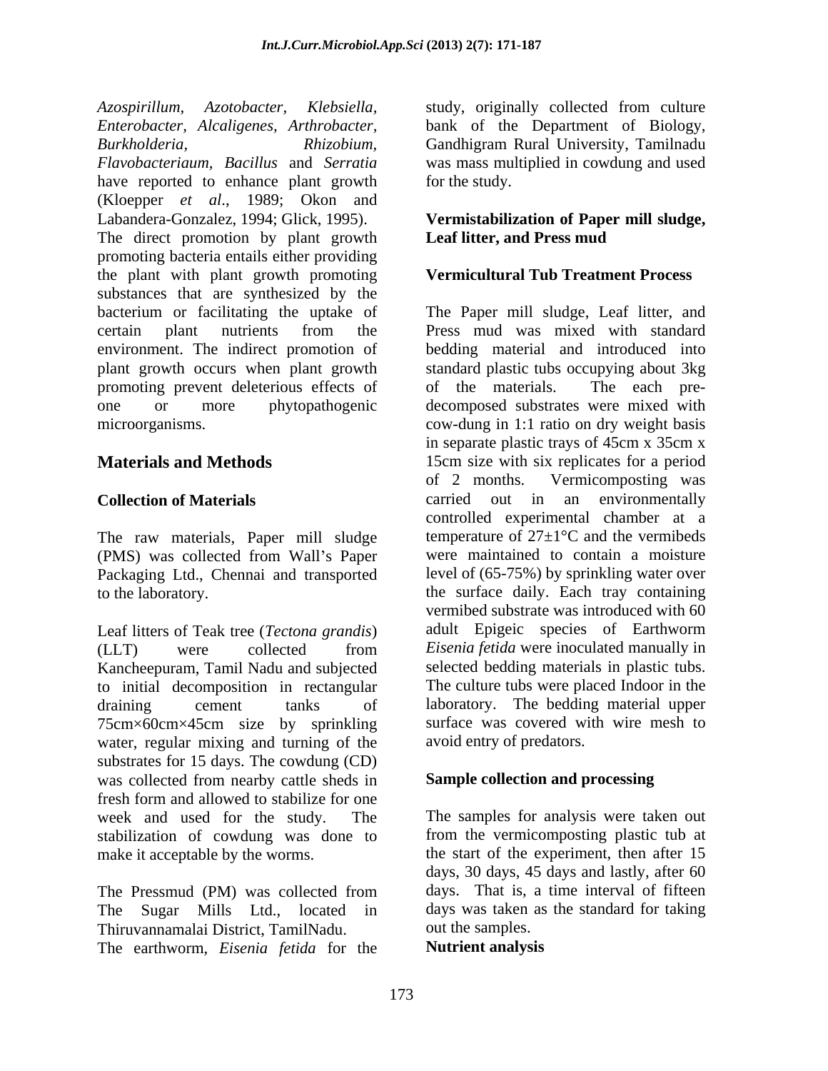*Azospirillum*, *Azotobacter*, *Klebsiella*, *Enterobacter*, *Alcaligenes*, *Arthrobacter*, *Burkholderia*, *Rhizobium*, *Flavobacteriaum*, *Bacillus* and *Serratia* have reported to enhance plant growth (Kloepper *et al*., 1989; Okon and Labandera-Gonzalez, 1994; Glick, 1995). The direct promotion by plant growth promoting bacteria entails either providing the plant with plant growth promoting substances that are synthesized by the bacterium or facilitating the uptake of certain plant nutrients from the environment. The indirect promotion of plant growth occurs when plant growth promoting prevent deleterious effects of one or more phytopathogenic microorganisms.

## Materials and Methods

### Collection of Materials

The raw materials, Paper mill sludge (PMS) was collected from Wall's Paper Packaging Ltd., Chennai and transported to the laboratory.

Leaf litters of Teak tree (*Tectona grandis*) (LLT) were collected from Kancheepuram, Tamil Nadu and subjected to initial decomposition in rectangular draining cement tanks of 75cm×60cm×45cm size by sprinkling water, regular mixing and turning of the substrates for 15 days. The cowdung (CD) was collected from nearby cattle sheds in fresh form and allowed to stabilize for one week and used for the study. The stabilization of cowdung was done to make it acceptable by the worms.

The Pressmud (PM) was collected from The Sugar Mills Ltd., located in Thiruvannamalai District, TamilNadu.

The earthworm, *Eisenia fetida* for the study, originally collected from culture bank of the Department of Biology, Gandhigram Rural University, Tamilnadu was mass multiplied in cowdung and used for the study.

### Vermistabilization of Paper mill sludge, Leaf litter, and Press mud

### Vermicultural Tub Treatment Process

The Paper mill sludge, Leaf litter, and Press mud was mixed with standard bedding material and introduced into standard plastic tubs occupying about 3kg of the materials. The each pre-decomposed substrates were mixed with cow-dung in 1:1 ratio on dry weight basis in separate plastic trays of 45cm x 35cm x 15cm size with six replicates for a period of 2 months. Vermicomposting was carried out in an environmentally controlled experimental chamber at a temperature of 27±1°C and the vermibeds were maintained to contain a moisture level of (65-75%) by sprinkling water over the surface daily. Each tray containing vermibed substrate was introduced with 60 adult Epigeic species of Earthworm *Eisenia fetida* were inoculated manually in selected bedding materials in plastic tubs. The culture tubs were placed Indoor in the laboratory. The bedding material upper surface was covered with wire mesh to avoid entry of predators.

### Sample collection and processing

The samples for analysis were taken out from the vermicomposting plastic tub at the start of the experiment, then after 15 days, 30 days, 45 days and lastly, after 60 days. That is, a time interval of fifteen days was taken as the standard for taking out the samples.

### Nutrient analysis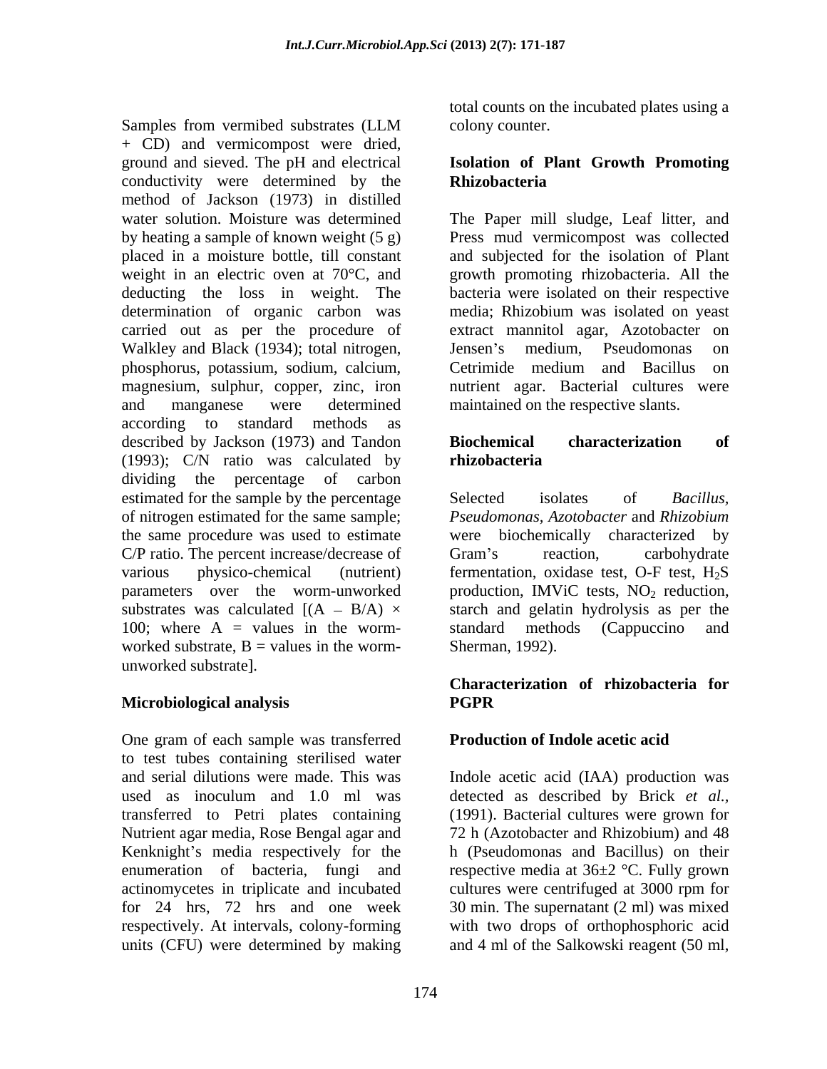Samples from vermibed substrates (LLM + CD) and vermicompost were dried, ground and sieved. The pH and electrical conductivity were determined by the method of Jackson (1973) in distilled water solution. Moisture was determined by heating a sample of known weight (5 g) placed in a moisture bottle, till constant weight in an electric oven at 70°C, and deducting the loss in weight. The determination of organic carbon was carried out as per the procedure of Walkley and Black (1934); total nitrogen, phosphorus, potassium, sodium, calcium, magnesium, sulphur, copper, zinc, iron and manganese were determined according to standard methods as described by Jackson (1973) and Tandon (1993); C/N ratio was calculated by dividing the percentage of carbon estimated for the sample by the percentage of nitrogen estimated for the same sample; the same procedure was used to estimate C/P ratio. The percent increase/decrease of various physico-chemical (nutrient) parameters over the worm-unworked substrates was calculated $[(A - B/A) \times 100$; where A = values in the worm-worked substrate, B = values in the worm-unworked substrate].

### Microbiological analysis

One gram of each sample was transferred to test tubes containing sterilised water and serial dilutions were made. This was used as inoculum and 1.0 ml was transferred to Petri plates containing Nutrient agar media, Rose Bengal agar and Kenknight's media respectively for the enumeration of bacteria, fungi and actinomycetes in triplicate and incubated for 24 hrs, 72 hrs and one week respectively. At intervals, colony-forming units (CFU) were determined by making total counts on the incubated plates using a colony counter.

### Isolation of Plant Growth Promoting Rhizobacteria

The Paper mill sludge, Leaf litter, and Press mud vermicompost was collected and subjected for the isolation of Plant growth promoting rhizobacteria. All the bacteria were isolated on their respective media; Rhizobium was isolated on yeast extract mannitol agar, Azotobacter on Jensen's medium, Pseudomonas on Cetrimide medium and Bacillus on nutrient agar. Bacterial cultures were maintained on the respective slants.

### Biochemical characterization of rhizobacteria

Selected isolates of *Bacillus, Pseudomonas, Azotobacter* and *Rhizobium* were biochemically characterized by Gram's reaction, carbohydrate fermentation, oxidase test, O-F test, $H_2S$ production, IMViC tests, $NO_2$ reduction, starch and gelatin hydrolysis as per the standard methods (Cappuccino and Sherman, 1992).

### Characterization of rhizobacteria for PGPR

### Production of Indole acetic acid

Indole acetic acid (IAA) production was detected as described by Brick *et al.*, (1991). Bacterial cultures were grown for 72 h (Azotobacter and Rhizobium) and 48 h (Pseudomonas and Bacillus) on their respective media at 36±2 °C. Fully grown cultures were centrifuged at 3000 rpm for 30 min. The supernatant (2 ml) was mixed with two drops of orthophosphoric acid and 4 ml of the Salkowski reagent (50 ml,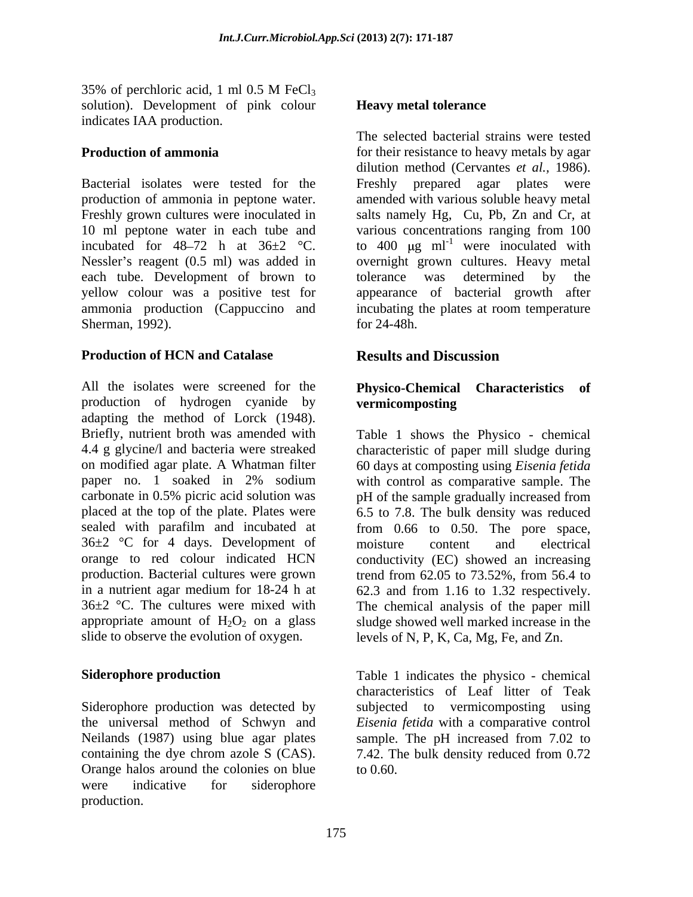35% of perchloric acid, 1 ml 0.5 M $FeCl_3$ solution). Development of pink colour indicates IAA production.

**Production of ammonia**

Bacterial isolates were tested for the production of ammonia in peptone water. Freshly grown cultures were inoculated in 10 ml peptone water in each tube and incubated for 48–72 h at 36±2 °C. Nessler's reagent (0.5 ml) was added in each tube. Development of brown to yellow colour was a positive test for ammonia production (Cappuccino and Sherman, 1992).

**Production of HCN and Catalase**

All the isolates were screened for the production of hydrogen cyanide by adapting the method of Lorck (1948). Briefly, nutrient broth was amended with 4.4 g glycine/l and bacteria were streaked on modified agar plate. A Whatman filter paper no. 1 soaked in 2% sodium carbonate in 0.5% picric acid solution was placed at the top of the plate. Plates were sealed with parafilm and incubated at 36±2 °C for 4 days. Development of orange to red colour indicated HCN production. Bacterial cultures were grown in a nutrient agar medium for 18-24 h at 36±2 °C. The cultures were mixed with appropriate amount of $H_2O_2$ on a glass slide to observe the evolution of oxygen.

**Siderophore production**

Siderophore production was detected by the universal method of Schwyn and Neilands (1987) using blue agar plates containing the dye chrom azole S (CAS). Orange halos around the colonies on blue were indicative for siderophore production.

**Heavy metal tolerance**

The selected bacterial strains were tested for their resistance to heavy metals by agar dilution method (Cervantes *et al.,* 1986). Freshly prepared agar plates were amended with various soluble heavy metal salts namely Hg, Cu, Pb, Zn and Cr, at various concentrations ranging from 100 to 400 $\mu g\ ml^{-1}$ were inoculated with overnight grown cultures. Heavy metal tolerance was determined by the appearance of bacterial growth after incubating the plates at room temperature for 24-48h.

## Results and Discussion

**Physico-Chemical Characteristics of vermicomposting**

Table 1 shows the Physico - chemical characteristic of paper mill sludge during 60 days at composting using *Eisenia fetida* with control as comparative sample. The pH of the sample gradually increased from 6.5 to 7.8. The bulk density was reduced from 0.66 to 0.50. The pore space, moisture content and electrical conductivity (EC) showed an increasing trend from 62.05 to 73.52%, from 56.4 to 62.3 and from 1.16 to 1.32 respectively. The chemical analysis of the paper mill sludge showed well marked increase in the levels of N, P, K, Ca, Mg, Fe, and Zn.

Table 1 indicates the physico - chemical characteristics of Leaf litter of Teak subjected to vermicomposting using *Eisenia fetida* with a comparative control sample. The pH increased from 7.02 to 7.42. The bulk density reduced from 0.72 to 0.60.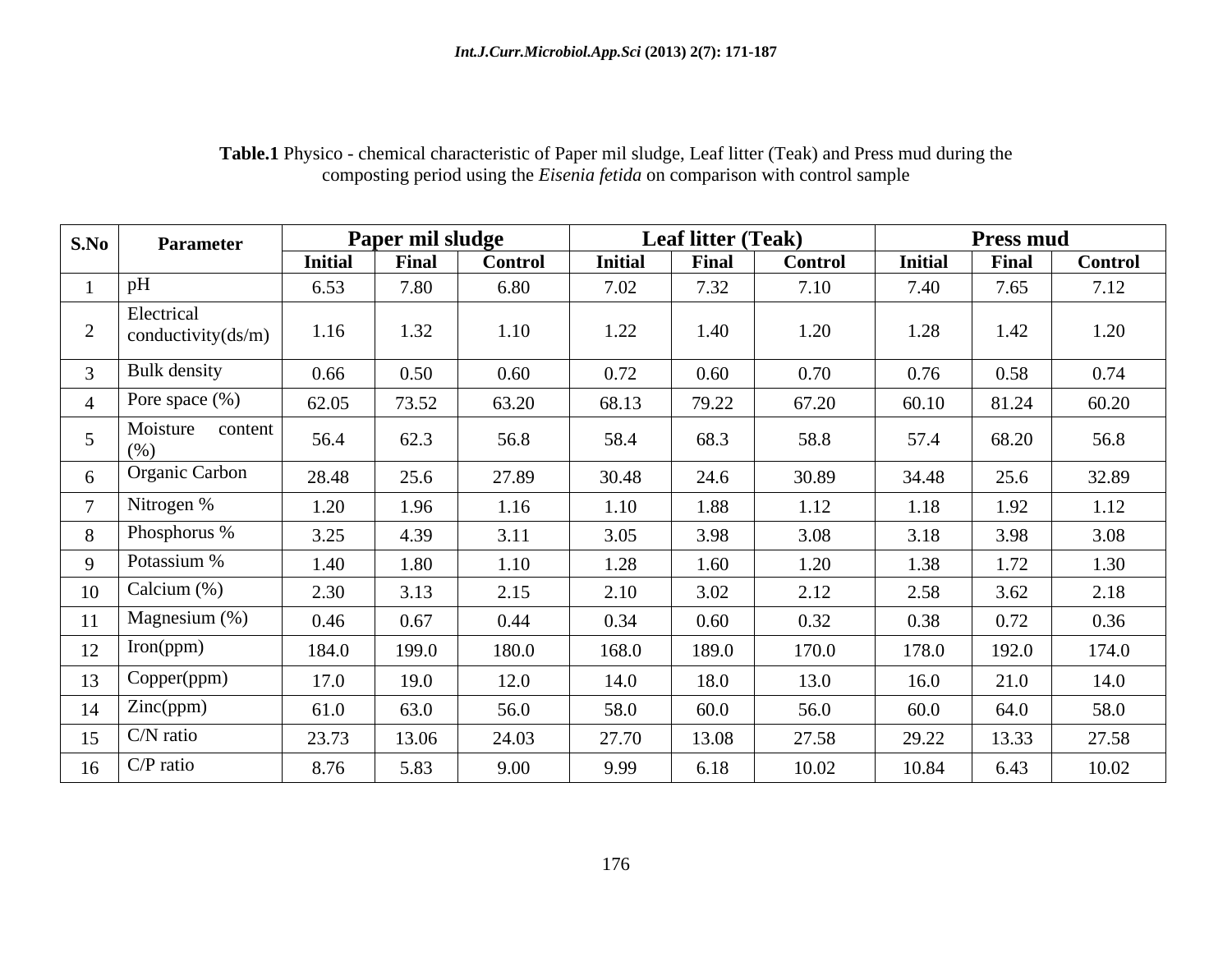**Table.1** Physico - chemical characteristic of Paper mil sludge, Leaf litter (Teak) and Press mud during the composting period using the *Eisenia fetida* on comparison with control sample

| S.No | Parameter | Paper mil sludge | | | Leaf litter (Teak) | | | Press mud | | |
|---|---|---|---|---|---|---|---|---|---|---|
| | | Initial | Final | Control | Initial | Final | Control | Initial | Final | Control |
| 1 | pH | 6.53 | 7.80 | 6.80 | 7.02 | 7.32 | 7.10 | 7.40 | 7.65 | 7.12 |
| 2 | Electrical conductivity(ds/m) | 1.16 | 1.32 | 1.10 | 1.22 | 1.40 | 1.20 | 1.28 | 1.42 | 1.20 |
| 3 | Bulk density | 0.66 | 0.50 | 0.60 | 0.72 | 0.60 | 0.70 | 0.76 | 0.58 | 0.74 |
| 4 | Pore space (%) | 62.05 | 73.52 | 63.20 | 68.13 | 79.22 | 67.20 | 60.10 | 81.24 | 60.20 |
| 5 | Moisture content (%) | 56.4 | 62.3 | 56.8 | 58.4 | 68.3 | 58.8 | 57.4 | 68.20 | 56.8 |
| 6 | Organic Carbon | 28.48 | 25.6 | 27.89 | 30.48 | 24.6 | 30.89 | 34.48 | 25.6 | 32.89 |
| 7 | Nitrogen % | 1.20 | 1.96 | 1.16 | 1.10 | 1.88 | 1.12 | 1.18 | 1.92 | 1.12 |
| 8 | Phosphorus % | 3.25 | 4.39 | 3.11 | 3.05 | 3.98 | 3.08 | 3.18 | 3.98 | 3.08 |
| 9 | Potassium % | 1.40 | 1.80 | 1.10 | 1.28 | 1.60 | 1.20 | 1.38 | 1.72 | 1.30 |
| 10 | Calcium (%) | 2.30 | 3.13 | 2.15 | 2.10 | 3.02 | 2.12 | 2.58 | 3.62 | 2.18 |
| 11 | Magnesium (%) | 0.46 | 0.67 | 0.44 | 0.34 | 0.60 | 0.32 | 0.38 | 0.72 | 0.36 |
| 12 | Iron(ppm) | 184.0 | 199.0 | 180.0 | 168.0 | 189.0 | 170.0 | 178.0 | 192.0 | 174.0 |
| 13 | Copper(ppm) | 17.0 | 19.0 | 12.0 | 14.0 | 18.0 | 13.0 | 16.0 | 21.0 | 14.0 |
| 14 | Zinc(ppm) | 61.0 | 63.0 | 56.0 | 58.0 | 60.0 | 56.0 | 60.0 | 64.0 | 58.0 |
| 15 | C/N ratio | 23.73 | 13.06 | 24.03 | 27.70 | 13.08 | 27.58 | 29.22 | 13.33 | 27.58 |
| 16 | C/P ratio | 8.76 | 5.83 | 9.00 | 9.99 | 6.18 | 10.02 | 10.84 | 6.43 | 10.02 |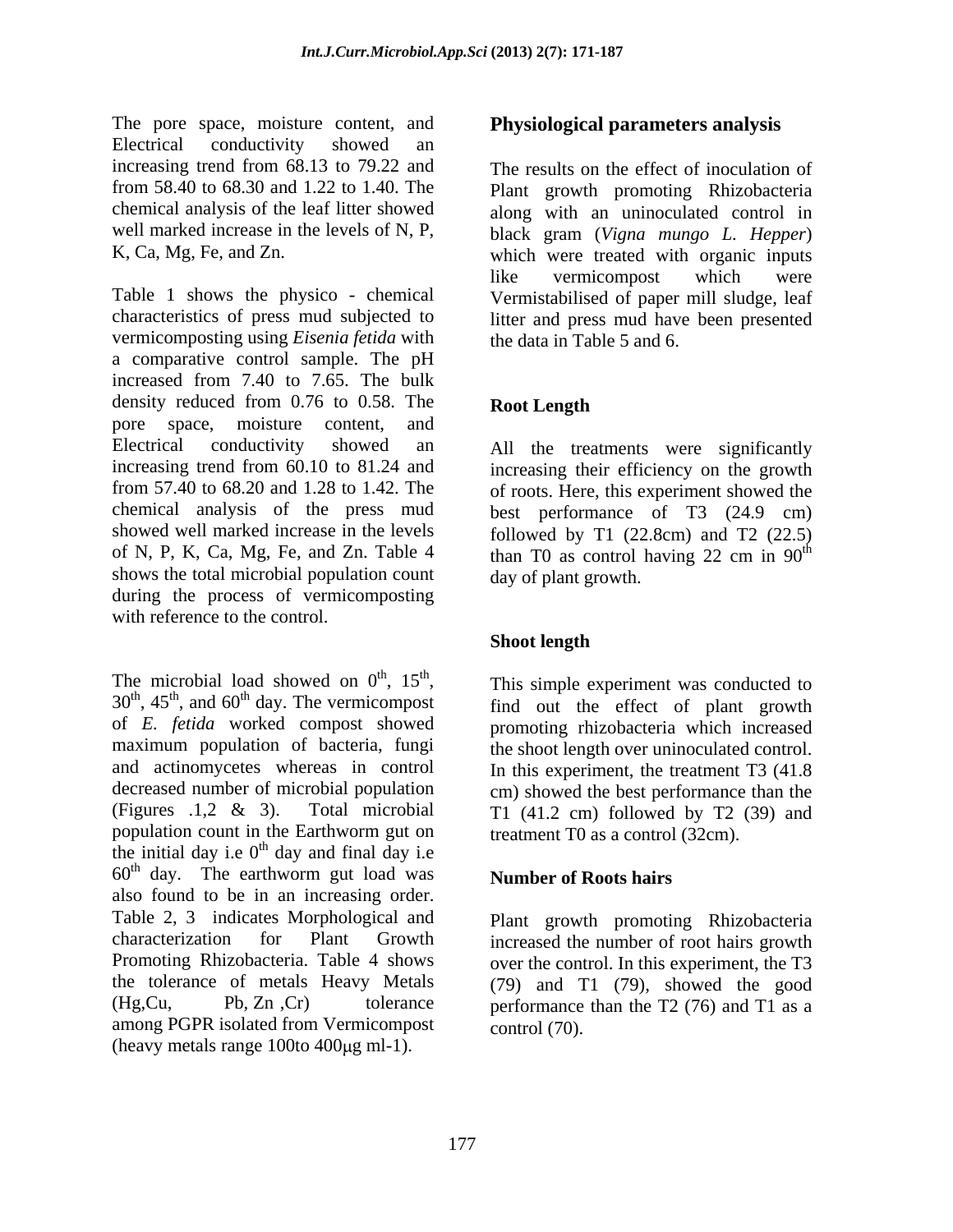The pore space, moisture content, and Electrical conductivity showed an increasing trend from 68.13 to 79.22 and from 58.40 to 68.30 and 1.22 to 1.40. The chemical analysis of the leaf litter showed well marked increase in the levels of N, P, K, Ca, Mg, Fe, and Zn.

Table 1 shows the physico - chemical characteristics of press mud subjected to vermicomposting using *Eisenia fetida* with a comparative control sample. The pH increased from 7.40 to 7.65. The bulk density reduced from 0.76 to 0.58. The pore space, moisture content, and Electrical conductivity showed an increasing trend from 60.10 to 81.24 and from 57.40 to 68.20 and 1.28 to 1.42. The chemical analysis of the press mud showed well marked increase in the levels of N, P, K, Ca, Mg, Fe, and Zn. Table 4 shows the total microbial population count during the process of vermicomposting with reference to the control.

The microbial load showed on $0^{th}$, $15^{th}$, $30^{th}$, $45^{th}$, and $60^{th}$ day. The vermicompost of *E. fetida* worked compost showed maximum population of bacteria, fungi and actinomycetes whereas in control decreased number of microbial population (Figures .1,2 & 3). Total microbial population count in the Earthworm gut on the initial day i.e $0^{th}$ day and final day i.e $60^{th}$ day. The earthworm gut load was also found to be in an increasing order. Table 2, 3 indicates Morphological and characterization for Plant Growth Promoting Rhizobacteria. Table 4 shows the tolerance of metals Heavy Metals (Hg,Cu, Pb, Zn ,Cr) tolerance among PGPR isolated from Vermicompost (heavy metals range 100to 400μg ml-1).

## Physiological parameters analysis

The results on the effect of inoculation of Plant growth promoting Rhizobacteria along with an uninoculated control in black gram (*Vigna mungo L. Hepper*) which were treated with organic inputs like vermicompost which were Vermistabilised of paper mill sludge, leaf litter and press mud have been presented the data in Table 5 and 6.

### Root Length

All the treatments were significantly increasing their efficiency on the growth of roots. Here, this experiment showed the best performance of T3 (24.9 cm) followed by T1 (22.8cm) and T2 (22.5) than T0 as control having 22 cm in $90^{th}$ day of plant growth.

### Shoot length

This simple experiment was conducted to find out the effect of plant growth promoting rhizobacteria which increased the shoot length over uninoculated control. In this experiment, the treatment T3 (41.8 cm) showed the best performance than the T1 (41.2 cm) followed by T2 (39) and treatment T0 as a control (32cm).

### Number of Roots hairs

Plant growth promoting Rhizobacteria increased the number of root hairs growth over the control. In this experiment, the T3 (79) and T1 (79), showed the good performance than the T2 (76) and T1 as a control (70).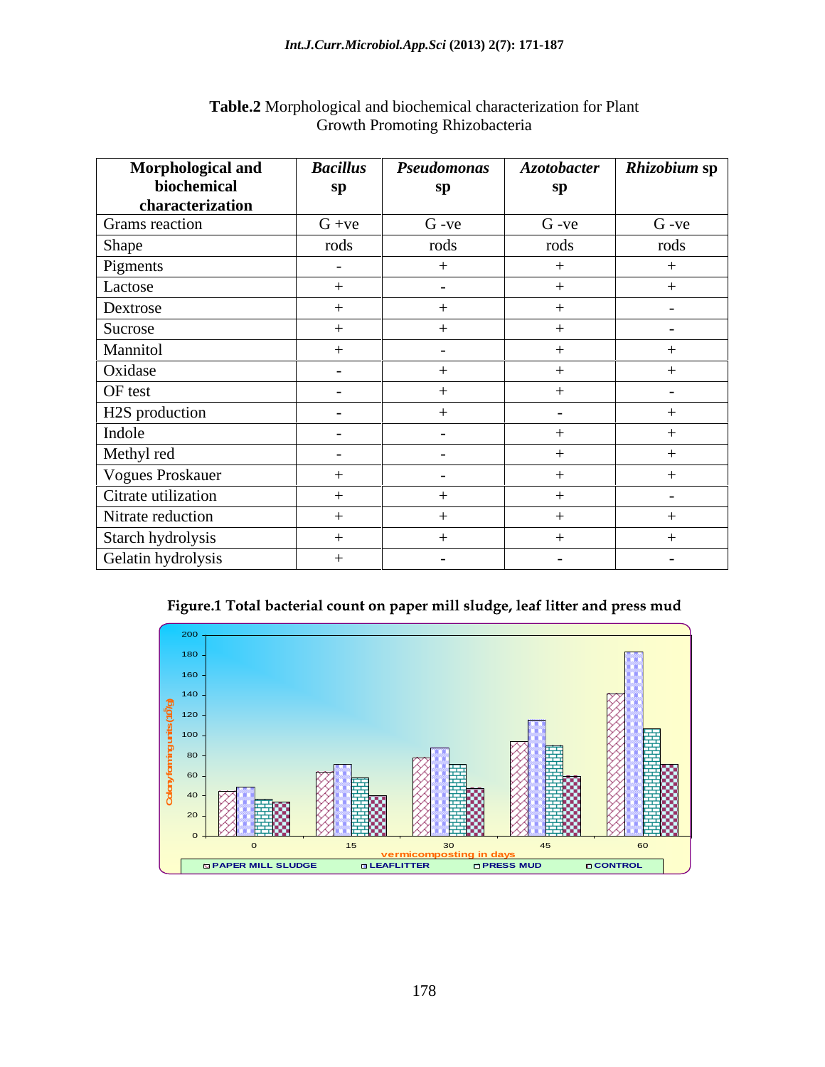**Table.2** Morphological and biochemical characterization for Plant Growth Promoting Rhizobacteria

| Morphological and biochemical characterization | *Bacillus* sp | *Pseudomonas* sp | *Azotobacter* sp | *Rhizobium* sp |
|---|---|---|---|---|
| Grams reaction | G +ve | G -ve | G -ve | G -ve |
| Shape | rods | rods | rods | rods |
| Pigments | - | + | + | + |
| Lactose | + | - | + | + |
| Dextrose | + | + | + | - |
| Sucrose | + | + | + | - |
| Mannitol | + | - | + | + |
| Oxidase | - | + | + | + |
| OF test | - | + | + | - |
| H2S production | - | + | - | + |
| Indole | - | - | + | + |
| Methyl red | - | - | + | + |
| Vogues Proskauer | + | - | + | + |
| Citrate utilization | + | + | + | - |
| Nitrate reduction | + | + | + | + |
| Starch hydrolysis | + | + | + | + |
| Gelatin hydrolysis | + | - | - | - |

**Figure.1 Total bacterial count on paper mill sludge, leaf litter and press mud**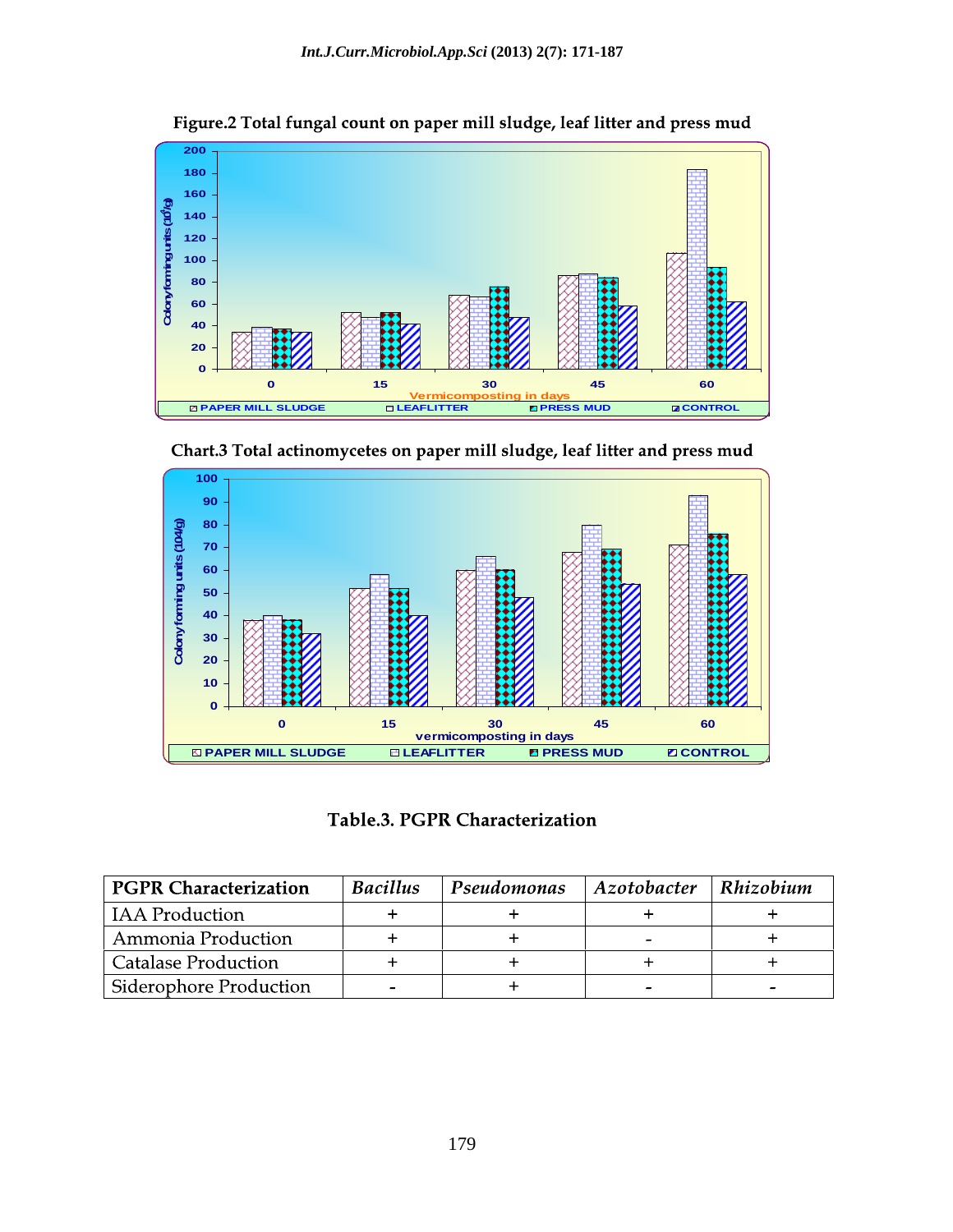**Figure.2 Total fungal count on paper mill sludge, leaf litter and press mud**

**Chart.3 Total actinomycetes on paper mill sludge, leaf litter and press mud**

**Table.3. PGPR Characterization**

| PGPR Characterization | *Bacillus* | *Pseudomonas* | *Azotobacter* | *Rhizobium* |
|---|---|---|---|---|
| IAA Production | + | + | + | + |
| Ammonia Production | + | + | - | + |
| Catalase Production | + | + | + | + |
| Siderophore Production | - | + | - | - |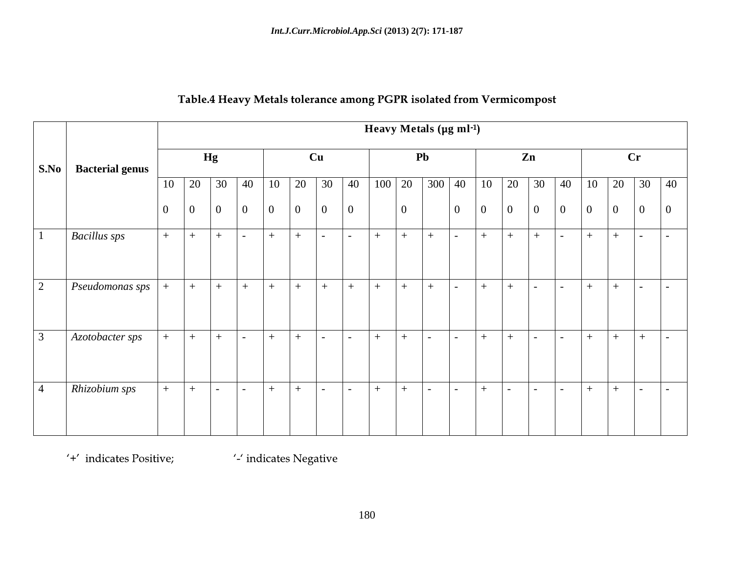**Table.4** Heavy Metals tolerance among PGPR isolated from Vermicompost

| S.No | Bacterial genus | Heavy Metals (μg $ml^{-1}$) | | | | | | | | | | | | | | | | | | | |
|---|---|---|---|---|---|---|---|---|---|---|---|---|---|---|---|---|---|---|---|---|---|
| | | Hg | | | | Cu | | | | Pb | | | | Zn | | | | Cr | | | |
| | | 100 | 200 | 300 | 400 | 100 | 200 | 300 | 400 | 100 | 200 | 300 | 400 | 100 | 200 | 300 | 400 | 100 | 200 | 300 | 400 |
| 1 | *Bacillus sps* | + | + | + | - | + | + | - | - | + | + | + | - | + | + | + | - | + | + | - | - |
| 2 | *Pseudomonas sps* | + | + | + | + | + | + | + | + | + | + | + | - | + | + | - | - | + | + | - | - |
| 3 | *Azotobacter sps* | + | + | + | - | + | + | - | - | + | + | - | - | + | + | - | - | + | + | + | - |
| 4 | *Rhizobium sps* | + | + | - | - | + | + | - | - | + | + | - | - | + | - | - | - | + | + | - | - |

'+' indicates Positive; '-' indicates Negative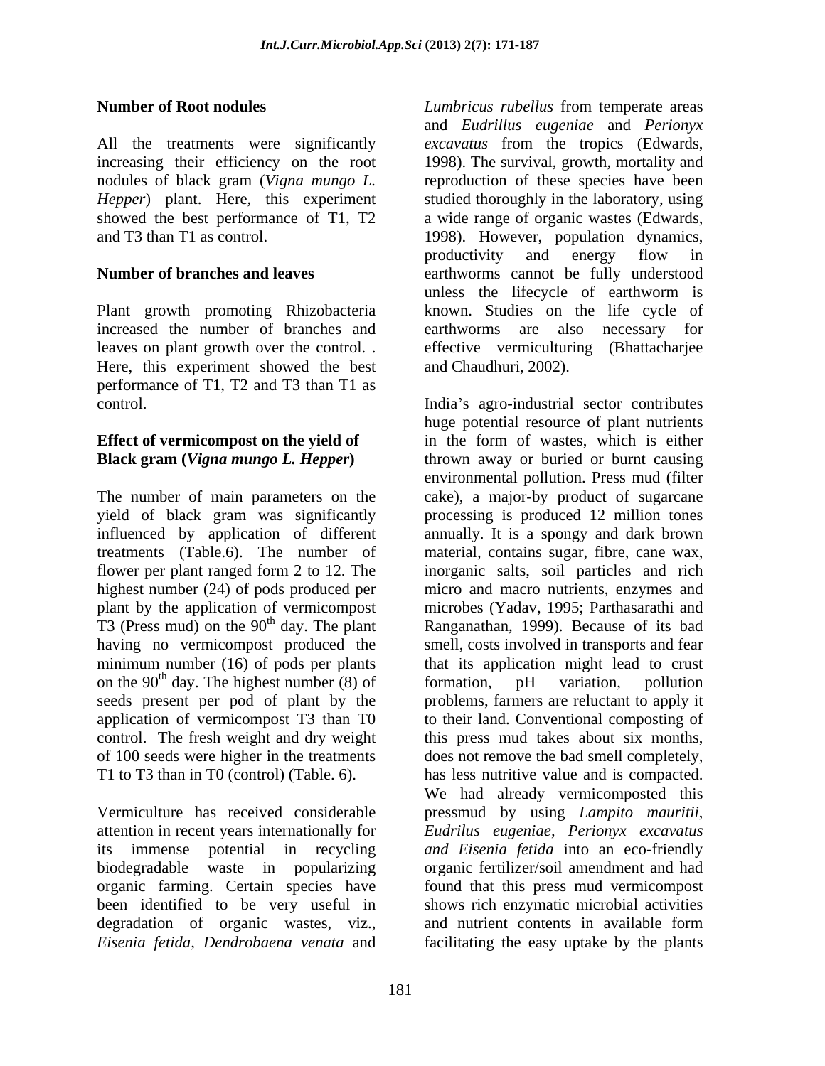**Number of Root nodules**

All the treatments were significantly increasing their efficiency on the root nodules of black gram (*Vigna mungo L. Hepper*) plant. Here, this experiment showed the best performance of T1, T2 and T3 than T1 as control.

**Number of branches and leaves**

Plant growth promoting Rhizobacteria increased the number of branches and leaves on plant growth over the control. . Here, this experiment showed the best performance of T1, T2 and T3 than T1 as control.

**Effect of vermicompost on the yield of Black gram (*Vigna mungo L. Hepper*)**

The number of main parameters on the yield of black gram was significantly influenced by application of different treatments (Table.6). The number of flower per plant ranged form 2 to 12. The highest number (24) of pods produced per plant by the application of vermicompost T3 (Press mud) on the 90$^{th}$ day. The plant having no vermicompost produced the minimum number (16) of pods per plants on the 90$^{th}$ day. The highest number (8) of seeds present per pod of plant by the application of vermicompost T3 than T0 control. The fresh weight and dry weight of 100 seeds were higher in the treatments T1 to T3 than in T0 (control) (Table. 6).

Vermiculture has received considerable attention in recent years internationally for its immense potential in recycling biodegradable waste in popularizing organic farming. Certain species have been identified to be very useful in degradation of organic wastes, viz., *Eisenia fetida*, *Dendrobaena venata* and *Lumbricus rubellus* from temperate areas and *Eudrillus eugeniae* and *Perionyx excavatus* from the tropics (Edwards, 1998). The survival, growth, mortality and reproduction of these species have been studied thoroughly in the laboratory, using a wide range of organic wastes (Edwards, 1998). However, population dynamics, productivity and energy flow in earthworms cannot be fully understood unless the lifecycle of earthworm is known. Studies on the life cycle of earthworms are also necessary for effective vermiculturing (Bhattacharjee and Chaudhuri, 2002).

India's agro-industrial sector contributes huge potential resource of plant nutrients in the form of wastes, which is either thrown away or buried or burnt causing environmental pollution. Press mud (filter cake), a major-by product of sugarcane processing is produced 12 million tones annually. It is a spongy and dark brown material, contains sugar, fibre, cane wax, inorganic salts, soil particles and rich micro and macro nutrients, enzymes and microbes (Yadav, 1995; Parthasarathi and Ranganathan, 1999). Because of its bad smell, costs involved in transports and fear that its application might lead to crust formation, pH variation, pollution problems, farmers are reluctant to apply it to their land. Conventional composting of this press mud takes about six months, does not remove the bad smell completely, has less nutritive value and is compacted. We had already vermicomposted this pressmud by using *Lampito mauritii*, *Eudrilus eugeniae*, *Perionyx excavatus and Eisenia fetida* into an eco-friendly organic fertilizer/soil amendment and had found that this press mud vermicompost shows rich enzymatic microbial activities and nutrient contents in available form facilitating the easy uptake by the plants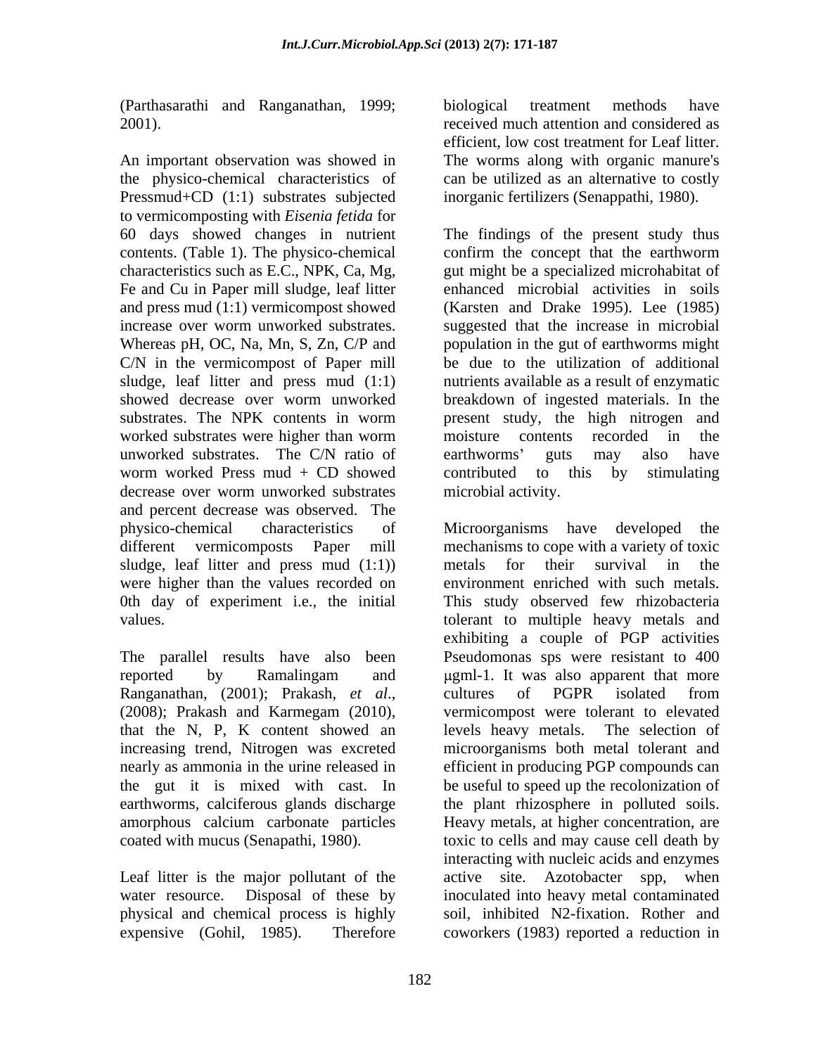(Parthasarathi and Ranganathan, 1999; 2001).

An important observation was showed in the physico-chemical characteristics of Pressmud+CD (1:1) substrates subjected to vermicomposting with *Eisenia fetida* for 60 days showed changes in nutrient contents. (Table 1). The physico-chemical characteristics such as E.C., NPK, Ca, Mg, Fe and Cu in Paper mill sludge, leaf litter and press mud (1:1) vermicompost showed increase over worm unworked substrates. Whereas pH, OC, Na, Mn, S, Zn, C/P and C/N in the vermicompost of Paper mill sludge, leaf litter and press mud (1:1) showed decrease over worm unworked substrates. The NPK contents in worm worked substrates were higher than worm unworked substrates. The C/N ratio of worm worked Press mud + CD showed decrease over worm unworked substrates and percent decrease was observed. The physico-chemical characteristics of different vermicomposts Paper mill sludge, leaf litter and press mud (1:1)) were higher than the values recorded on 0th day of experiment i.e., the initial values.

The parallel results have also been reported by Ramalingam and Ranganathan, (2001); Prakash, *et al*., (2008); Prakash and Karmegam (2010), that the N, P, K content showed an increasing trend, Nitrogen was excreted nearly as ammonia in the urine released in the gut it is mixed with cast. In earthworms, calciferous glands discharge amorphous calcium carbonate particles coated with mucus (Senapathi, 1980).

Leaf litter is the major pollutant of the water resource. Disposal of these by physical and chemical process is highly expensive (Gohil, 1985). Therefore biological treatment methods have received much attention and considered as efficient, low cost treatment for Leaf litter. The worms along with organic manure's can be utilized as an alternative to costly inorganic fertilizers (Senappathi, 1980).

The findings of the present study thus confirm the concept that the earthworm gut might be a specialized microhabitat of enhanced microbial activities in soils (Karsten and Drake 1995). Lee (1985) suggested that the increase in microbial population in the gut of earthworms might be due to the utilization of additional nutrients available as a result of enzymatic breakdown of ingested materials. In the present study, the high nitrogen and moisture contents recorded in the earthworms' guts may also have contributed to this by stimulating microbial activity.

Microorganisms have developed the mechanisms to cope with a variety of toxic metals for their survival in the environment enriched with such metals. This study observed few rhizobacteria tolerant to multiple heavy metals and exhibiting a couple of PGP activities Pseudomonas sps were resistant to 400 μgml-1. It was also apparent that more cultures of PGPR isolated from vermicompost were tolerant to elevated levels heavy metals. The selection of microorganisms both metal tolerant and efficient in producing PGP compounds can be useful to speed up the recolonization of the plant rhizosphere in polluted soils. Heavy metals, at higher concentration, are toxic to cells and may cause cell death by interacting with nucleic acids and enzymes active site. Azotobacter spp, when inoculated into heavy metal contaminated soil, inhibited N2-fixation. Rother and coworkers (1983) reported a reduction in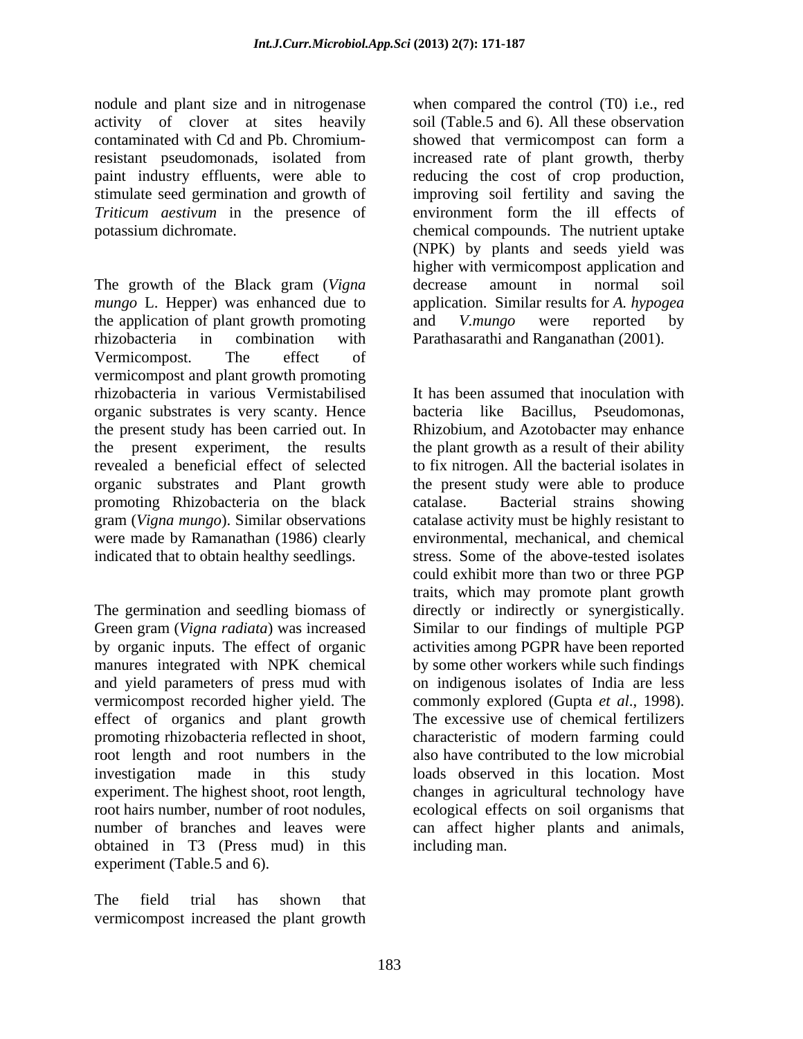nodule and plant size and in nitrogenase activity of clover at sites heavily contaminated with Cd and Pb. Chromium-resistant pseudomonads, isolated from paint industry effluents, were able to stimulate seed germination and growth of *Triticum aestivum* in the presence of potassium dichromate.

The growth of the Black gram (*Vigna mungo* L. Hepper) was enhanced due to the application of plant growth promoting rhizobacteria in combination with Vermicompost. The effect of vermicompost and plant growth promoting rhizobacteria in various Vermistabilised organic substrates is very scanty. Hence the present study has been carried out. In the present experiment, the results revealed a beneficial effect of selected organic substrates and Plant growth promoting Rhizobacteria on the black gram (*Vigna mungo*). Similar observations were made by Ramanathan (1986) clearly indicated that to obtain healthy seedlings.

The germination and seedling biomass of Green gram (*Vigna radiata*) was increased by organic inputs. The effect of organic manures integrated with NPK chemical and yield parameters of press mud with vermicompost recorded higher yield. The effect of organics and plant growth promoting rhizobacteria reflected in shoot, root length and root numbers in the investigation made in this study experiment. The highest shoot, root length, root hairs number, number of root nodules, number of branches and leaves were obtained in T3 (Press mud) in this experiment (Table.5 and 6).

The field trial has shown that vermicompost increased the plant growth when compared the control (T0) i.e., red soil (Table.5 and 6). All these observation showed that vermicompost can form a increased rate of plant growth, therby reducing the cost of crop production, improving soil fertility and saving the environment form the ill effects of chemical compounds. The nutrient uptake (NPK) by plants and seeds yield was higher with vermicompost application and decrease amount in normal soil application. Similar results for *A. hypogea* and *V.mungo* were reported by Parathasarathi and Ranganathan (2001).

It has been assumed that inoculation with bacteria like Bacillus, Pseudomonas, Rhizobium, and Azotobacter may enhance the plant growth as a result of their ability to fix nitrogen. All the bacterial isolates in the present study were able to produce catalase. Bacterial strains showing catalase activity must be highly resistant to environmental, mechanical, and chemical stress. Some of the above-tested isolates could exhibit more than two or three PGP traits, which may promote plant growth directly or indirectly or synergistically. Similar to our findings of multiple PGP activities among PGPR have been reported by some other workers while such findings on indigenous isolates of India are less commonly explored (Gupta *et al*., 1998). The excessive use of chemical fertilizers characteristic of modern farming could also have contributed to the low microbial loads observed in this location. Most changes in agricultural technology have ecological effects on soil organisms that can affect higher plants and animals, including man.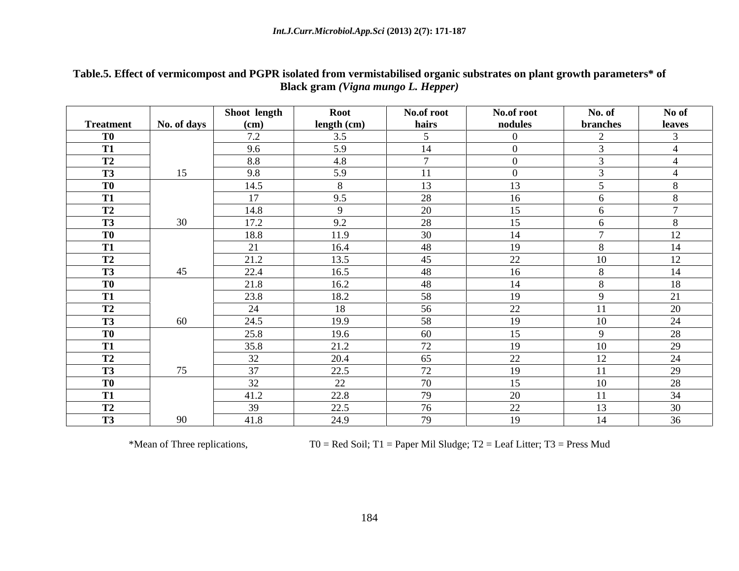**Table.5.** Effect of vermicompost and PGPR isolated from vermistabilised organic substrates on plant growth parameters* of Black gram *(Vigna mungo L. Hepper)*

| Treatment | No. of days | Shoot length (cm) | Root length (cm) | No.of root hairs | No.of root nodules | No. of branches | No of leaves |
|---|---|---|---|---|---|---|---|
| T0 | | 7.2 | 3.5 | 5 | 0 | 2 | 3 |
| T1 | | 9.6 | 5.9 | 14 | 0 | 3 | 4 |
| T2 | | 8.8 | 4.8 | 7 | 0 | 3 | 4 |
| T3 | 15 | 9.8 | 5.9 | 11 | 0 | 3 | 4 |
| T0 | | 14.5 | 8 | 13 | 13 | 5 | 8 |
| T1 | | 17 | 9.5 | 28 | 16 | 6 | 8 |
| T2 | | 14.8 | 9 | 20 | 15 | 6 | 7 |
| T3 | 30 | 17.2 | 9.2 | 28 | 15 | 6 | 8 |
| T0 | | 18.8 | 11.9 | 30 | 14 | 7 | 12 |
| T1 | | 21 | 16.4 | 48 | 19 | 8 | 14 |
| T2 | | 21.2 | 13.5 | 45 | 22 | 10 | 12 |
| T3 | 45 | 22.4 | 16.5 | 48 | 16 | 8 | 14 |
| T0 | | 21.8 | 16.2 | 48 | 14 | 8 | 18 |
| T1 | | 23.8 | 18.2 | 58 | 19 | 9 | 21 |
| T2 | | 24 | 18 | 56 | 22 | 11 | 20 |
| T3 | 60 | 24.5 | 19.9 | 58 | 19 | 10 | 24 |
| T0 | | 25.8 | 19.6 | 60 | 15 | 9 | 28 |
| T1 | | 35.8 | 21.2 | 72 | 19 | 10 | 29 |
| T2 | | 32 | 20.4 | 65 | 22 | 12 | 24 |
| T3 | 75 | 37 | 22.5 | 72 | 19 | 11 | 29 |
| T0 | | 32 | 22 | 70 | 15 | 10 | 28 |
| T1 | | 41.2 | 22.8 | 79 | 20 | 11 | 34 |
| T2 | | 39 | 22.5 | 76 | 22 | 13 | 30 |
| T3 | 90 | 41.8 | 24.9 | 79 | 19 | 14 | 36 |

*Mean of Three replications, T0 = Red Soil; T1 = Paper Mil Sludge; T2 = Leaf Litter; T3 = Press Mud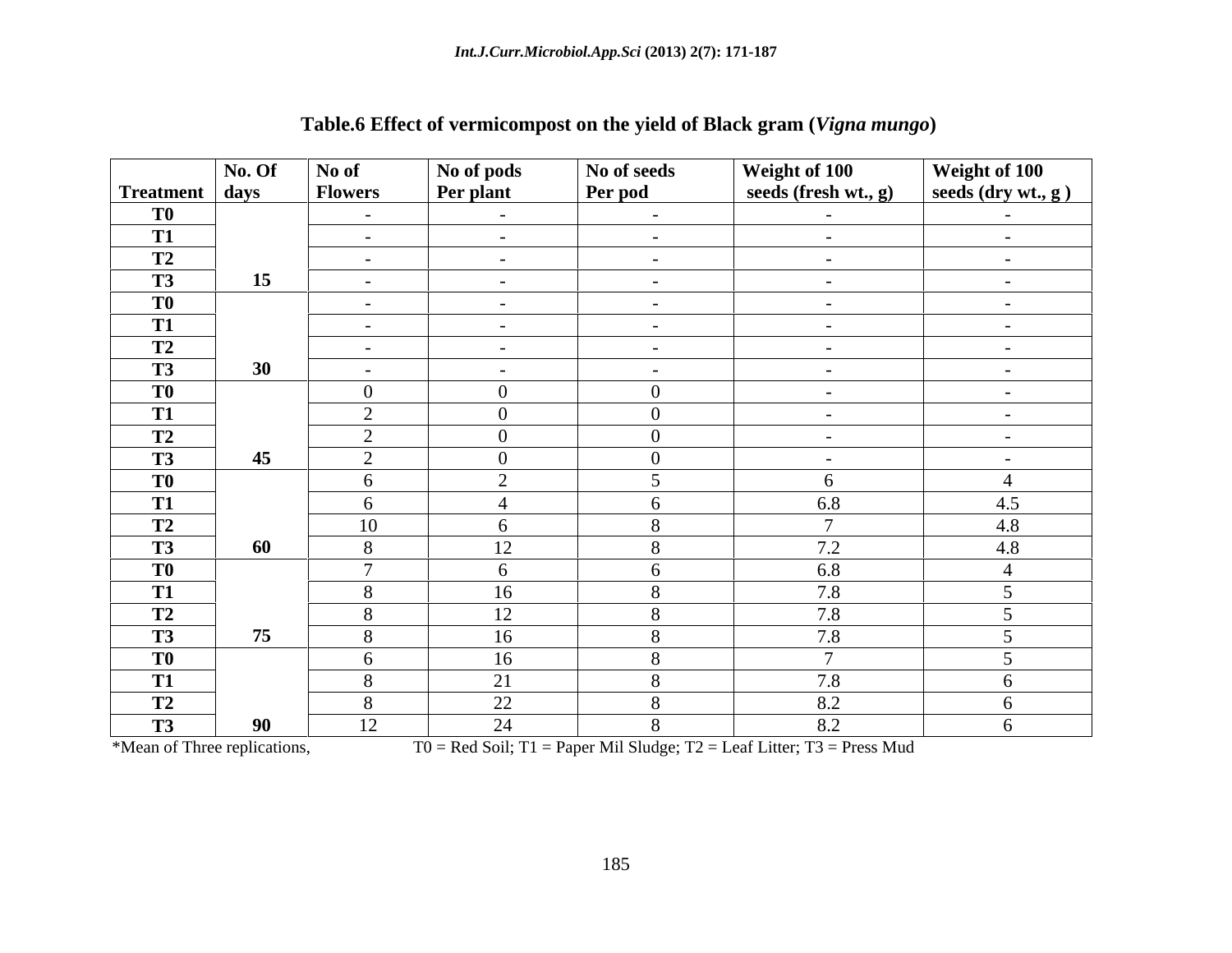**Table.6 Effect of vermicompost on the yield of Black gram (*Vigna mungo*)**

| Treatment | No. Of days | No of Flowers | No of pods Per plant | No of seeds Per pod | Weight of 100 seeds (fresh wt., g) | Weight of 100 seeds (dry wt., g ) |
|---|---|---|---|---|---|---|
| T0 | 15 | - | - | - | - | - |
| T1 | | - | - | - | - | - |
| T2 | | - | - | - | - | - |
| T3 | | - | - | - | - | - |
| T0 | 30 | - | - | - | - | - |
| T1 | | - | - | - | - | - |
| T2 | | - | - | - | - | - |
| T3 | | - | - | - | - | - |
| T0 | 45 | 0 | 0 | 0 | - | - |
| T1 | | 2 | 0 | 0 | - | - |
| T2 | | 2 | 0 | 0 | - | - |
| T3 | | 2 | 0 | 0 | - | - |
| T0 | 60 | 6 | 2 | 5 | 6 | 4 |
| T1 | | 6 | 4 | 6 | 6.8 | 4.5 |
| T2 | | 10 | 6 | 8 | 7 | 4.8 |
| T3 | | 8 | 12 | 8 | 7.2 | 4.8 |
| T0 | 75 | 7 | 6 | 6 | 6.8 | 4 |
| T1 | | 8 | 16 | 8 | 7.8 | 5 |
| T2 | | 8 | 12 | 8 | 7.8 | 5 |
| T3 | | 8 | 16 | 8 | 7.8 | 5 |
| T0 | 90 | 6 | 16 | 8 | 7 | 5 |
| T1 | | 8 | 21 | 8 | 7.8 | 6 |
| T2 | | 8 | 22 | 8 | 8.2 | 6 |
| T3 | | 12 | 24 | 8 | 8.2 | 6 |

*Mean of Three replications, T0 = Red Soil; T1 = Paper Mil Sludge; T2 = Leaf Litter; T3 = Press Mud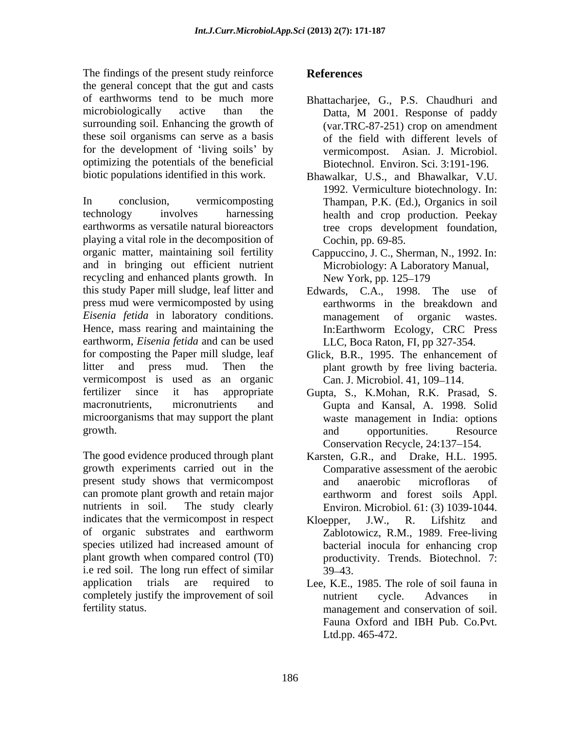The findings of the present study reinforce the general concept that the gut and casts of earthworms tend to be much more microbiologically active than the surrounding soil. Enhancing the growth of these soil organisms can serve as a basis for the development of 'living soils' by optimizing the potentials of the beneficial biotic populations identified in this work.

In conclusion, vermicomposting technology involves harnessing earthworms as versatile natural bioreactors playing a vital role in the decomposition of organic matter, maintaining soil fertility and in bringing out efficient nutrient recycling and enhanced plants growth. In this study Paper mill sludge, leaf litter and press mud were vermicomposted by using *Eisenia fetida* in laboratory conditions. Hence, mass rearing and maintaining the earthworm, *Eisenia fetida* and can be used for composting the Paper mill sludge, leaf litter and press mud. Then the vermicompost is used as an organic fertilizer since it has appropriate macronutrients, micronutrients and microorganisms that may support the plant growth.

The good evidence produced through plant growth experiments carried out in the present study shows that vermicompost can promote plant growth and retain major nutrients in soil. The study clearly indicates that the vermicompost in respect of organic substrates and earthworm species utilized had increased amount of plant growth when compared control (T0) i.e red soil. The long run effect of similar application trials are required to completely justify the improvement of soil fertility status.

## References

Bhattacharjee, G., P.S. Chaudhuri and Datta, M 2001. Response of paddy (var.TRC-87-251) crop on amendment of the field with different levels of vermicompost. Asian. J. Microbiol. Biotechnol. Environ. Sci. 3:191-196.

Bhawalkar, U.S., and Bhawalkar, V.U. 1992. Vermiculture biotechnology. In: Thampan, P.K. (Ed.), Organics in soil health and crop production. Peekay tree crops development foundation, Cochin, pp. 69-85.

Cappuccino, J. C., Sherman, N., 1992. In: Microbiology: A Laboratory Manual, New York, pp. 125–179

Edwards, C.A., 1998. The use of earthworms in the breakdown and management of organic wastes. In:Earthworm Ecology, CRC Press LLC, Boca Raton, FI, pp 327-354.

Glick, B.R., 1995. The enhancement of plant growth by free living bacteria. Can. J. Microbiol. 41, 109–114.

Gupta, S., K.Mohan, R.K. Prasad, S. Gupta and Kansal, A. 1998. Solid waste management in India: options and opportunities. Resource Conservation Recycle, 24:137–154.

Karsten, G.R., and Drake, H.L. 1995. Comparative assessment of the aerobic and anaerobic microfloras of earthworm and forest soils Appl. Environ. Microbiol. 61: (3) 1039-1044.

Kloepper, J.W., R. Lifshitz and Zablotowicz, R.M., 1989. Free-living bacterial inocula for enhancing crop productivity. Trends. Biotechnol. 7: 39–43.

Lee, K.E., 1985. The role of soil fauna in nutrient cycle. Advances in management and conservation of soil. Fauna Oxford and IBH Pub. Co.Pvt. Ltd.pp. 465-472.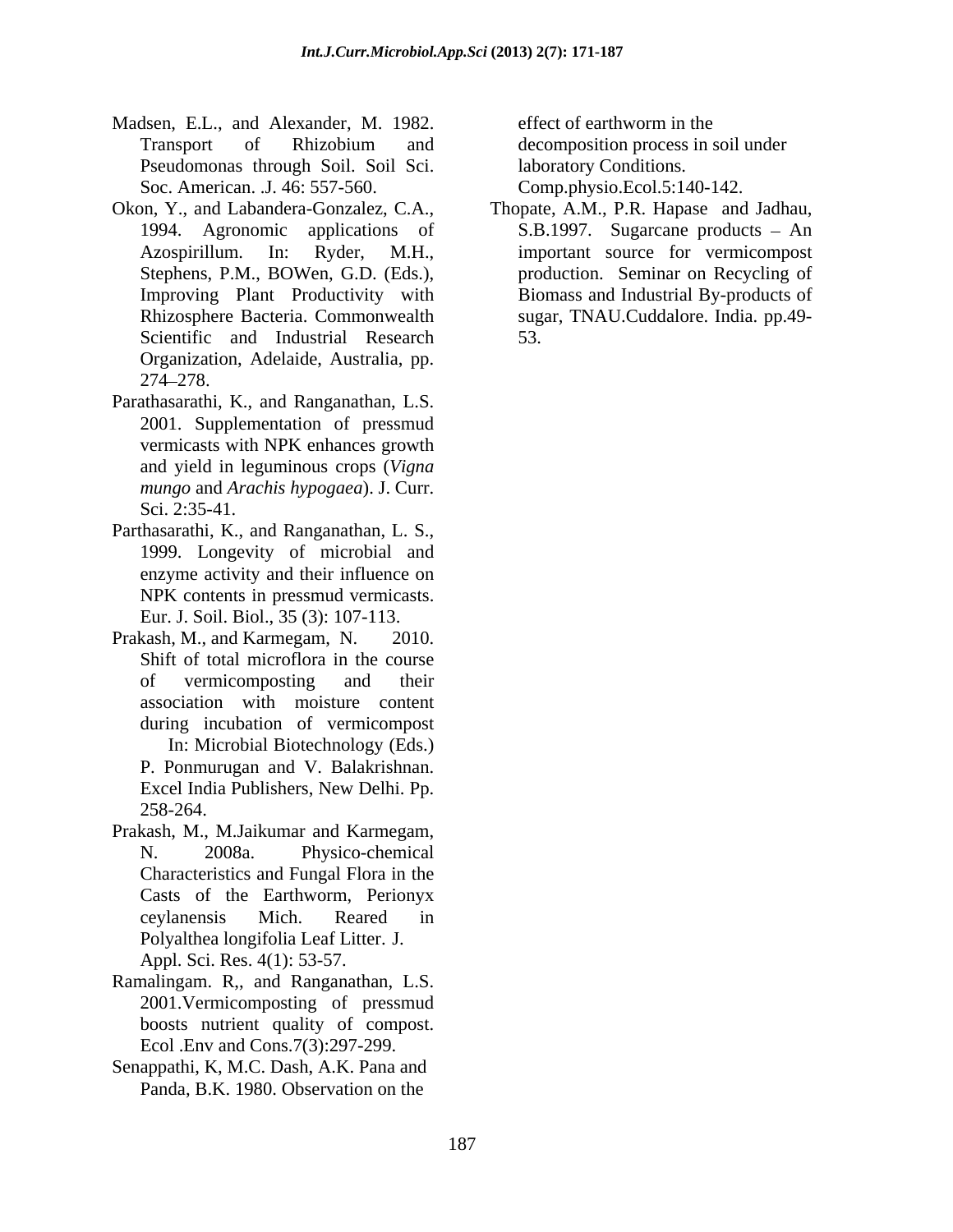Madsen, E.L., and Alexander, M. 1982. Transport of Rhizobium and Pseudomonas through Soil. Soil Sci. Soc. American. .J. 46: 557-560.

Okon, Y., and Labandera-Gonzalez, C.A., 1994. Agronomic applications of Azospirillum. In: Ryder, M.H., Stephens, P.M., BOWen, G.D. (Eds.), Improving Plant Productivity with Rhizosphere Bacteria. Commonwealth Scientific and Industrial Research Organization, Adelaide, Australia, pp. 274–278.

Parathasarathi, K., and Ranganathan, L.S. 2001. Supplementation of pressmud vermicasts with NPK enhances growth and yield in leguminous crops (*Vigna mungo* and *Arachis hypogaea*). J. Curr. Sci. 2:35-41.

Parthasarathi, K., and Ranganathan, L. S., 1999. Longevity of microbial and enzyme activity and their influence on NPK contents in pressmud vermicasts. Eur. J. Soil. Biol., 35 (3): 107-113.

Prakash, M., and Karmegam, N. 2010. Shift of total microflora in the course of vermicomposting and their association with moisture content during incubation of vermicompost In: Microbial Biotechnology (Eds.) P. Ponmurugan and V. Balakrishnan. Excel India Publishers, New Delhi. Pp. 258-264.

Prakash, M., M.Jaikumar and Karmegam, N. 2008a. Physico-chemical Characteristics and Fungal Flora in the Casts of the Earthworm, Perionyx ceylanensis Mich. Reared in Polyalthea longifolia Leaf Litter. J. Appl. Sci. Res. 4(1): 53-57.

Ramalingam. R,, and Ranganathan, L.S. 2001.Vermicomposting of pressmud boosts nutrient quality of compost. Ecol .Env and Cons.7(3):297-299.

Senappathi, K, M.C. Dash, A.K. Pana and Panda, B.K. 1980. Observation on the effect of earthworm in the decomposition process in soil under laboratory Conditions. Comp.physio.Ecol.5:140-142.

Thopate, A.M., P.R. Hapase and Jadhau, S.B.1997. Sugarcane products – An important source for vermicompost production. Seminar on Recycling of Biomass and Industrial By-products of sugar, TNAU.Cuddalore. India. pp.49-53.